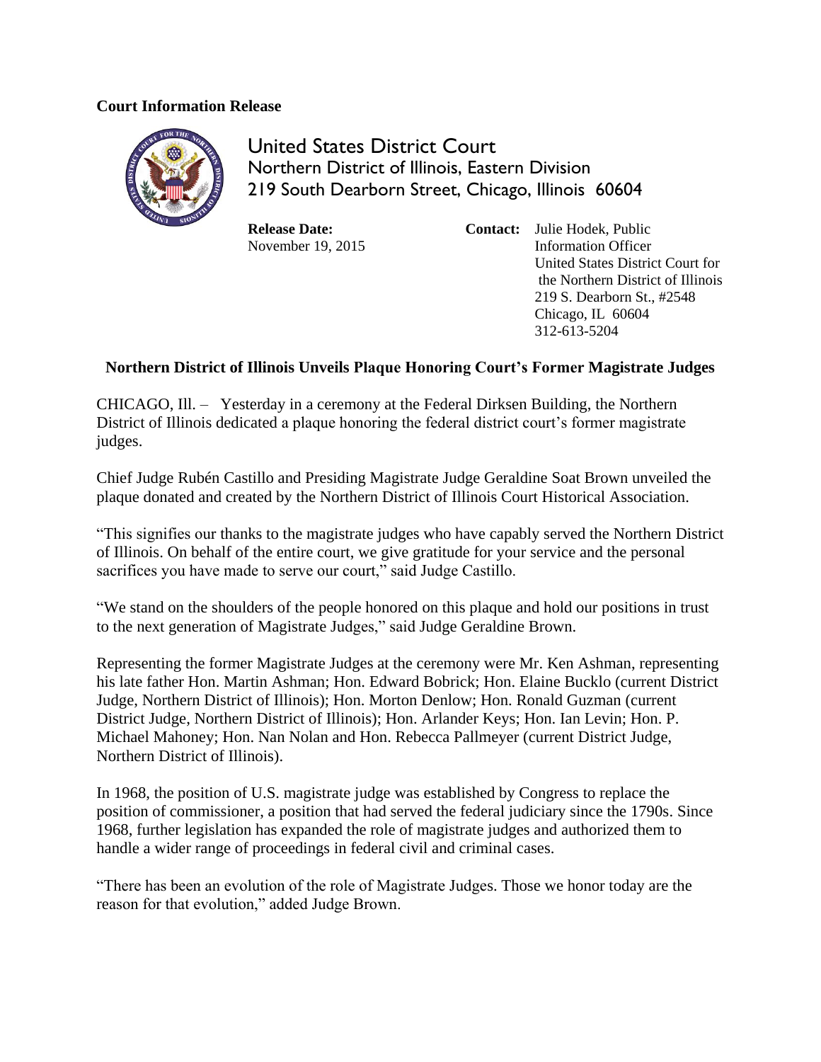**Court Information Release**

United States District Court
Northern District of Illinois, Eastern Division
219 South Dearborn Street, Chicago, Illinois 60604

**Release Date:**
November 19, 2015

**Contact:** Julie Hodek, Public Information Officer
United States District Court for the Northern District of Illinois
219 S. Dearborn St., #2548
Chicago, IL 60604
312-613-5204

## Northern District of Illinois Unveils Plaque Honoring Court's Former Magistrate Judges

CHICAGO, Ill. – Yesterday in a ceremony at the Federal Dirksen Building, the Northern District of Illinois dedicated a plaque honoring the federal district court's former magistrate judges.

Chief Judge Rubén Castillo and Presiding Magistrate Judge Geraldine Soat Brown unveiled the plaque donated and created by the Northern District of Illinois Court Historical Association.

"This signifies our thanks to the magistrate judges who have capably served the Northern District of Illinois. On behalf of the entire court, we give gratitude for your service and the personal sacrifices you have made to serve our court," said Judge Castillo.

"We stand on the shoulders of the people honored on this plaque and hold our positions in trust to the next generation of Magistrate Judges," said Judge Geraldine Brown.

Representing the former Magistrate Judges at the ceremony were Mr. Ken Ashman, representing his late father Hon. Martin Ashman; Hon. Edward Bobrick; Hon. Elaine Bucklo (current District Judge, Northern District of Illinois); Hon. Morton Denlow; Hon. Ronald Guzman (current District Judge, Northern District of Illinois); Hon. Arlander Keys; Hon. Ian Levin; Hon. P. Michael Mahoney; Hon. Nan Nolan and Hon. Rebecca Pallmeyer (current District Judge, Northern District of Illinois).

In 1968, the position of U.S. magistrate judge was established by Congress to replace the position of commissioner, a position that had served the federal judiciary since the 1790s. Since 1968, further legislation has expanded the role of magistrate judges and authorized them to handle a wider range of proceedings in federal civil and criminal cases.

"There has been an evolution of the role of Magistrate Judges. Those we honor today are the reason for that evolution," added Judge Brown.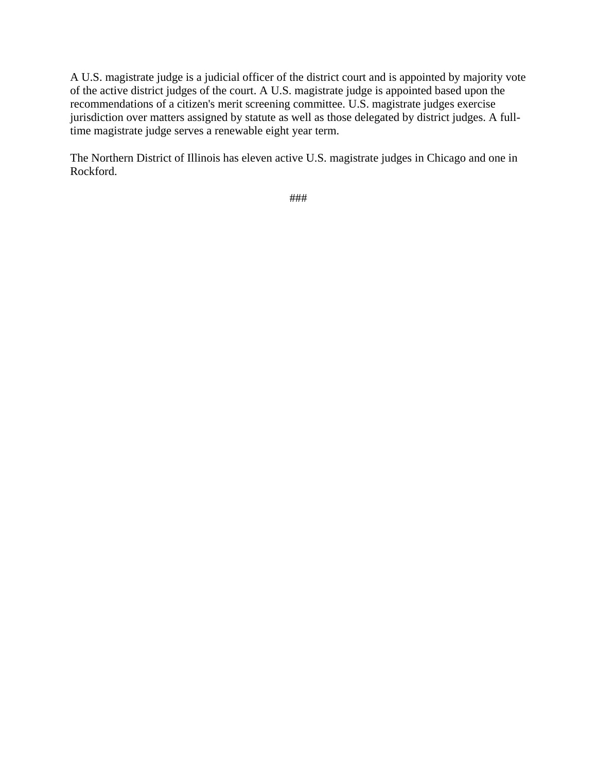A U.S. magistrate judge is a judicial officer of the district court and is appointed by majority vote of the active district judges of the court. A U.S. magistrate judge is appointed based upon the recommendations of a citizen's merit screening committee. U.S. magistrate judges exercise jurisdiction over matters assigned by statute as well as those delegated by district judges. A full-time magistrate judge serves a renewable eight year term.

The Northern District of Illinois has eleven active U.S. magistrate judges in Chicago and one in Rockford.

###